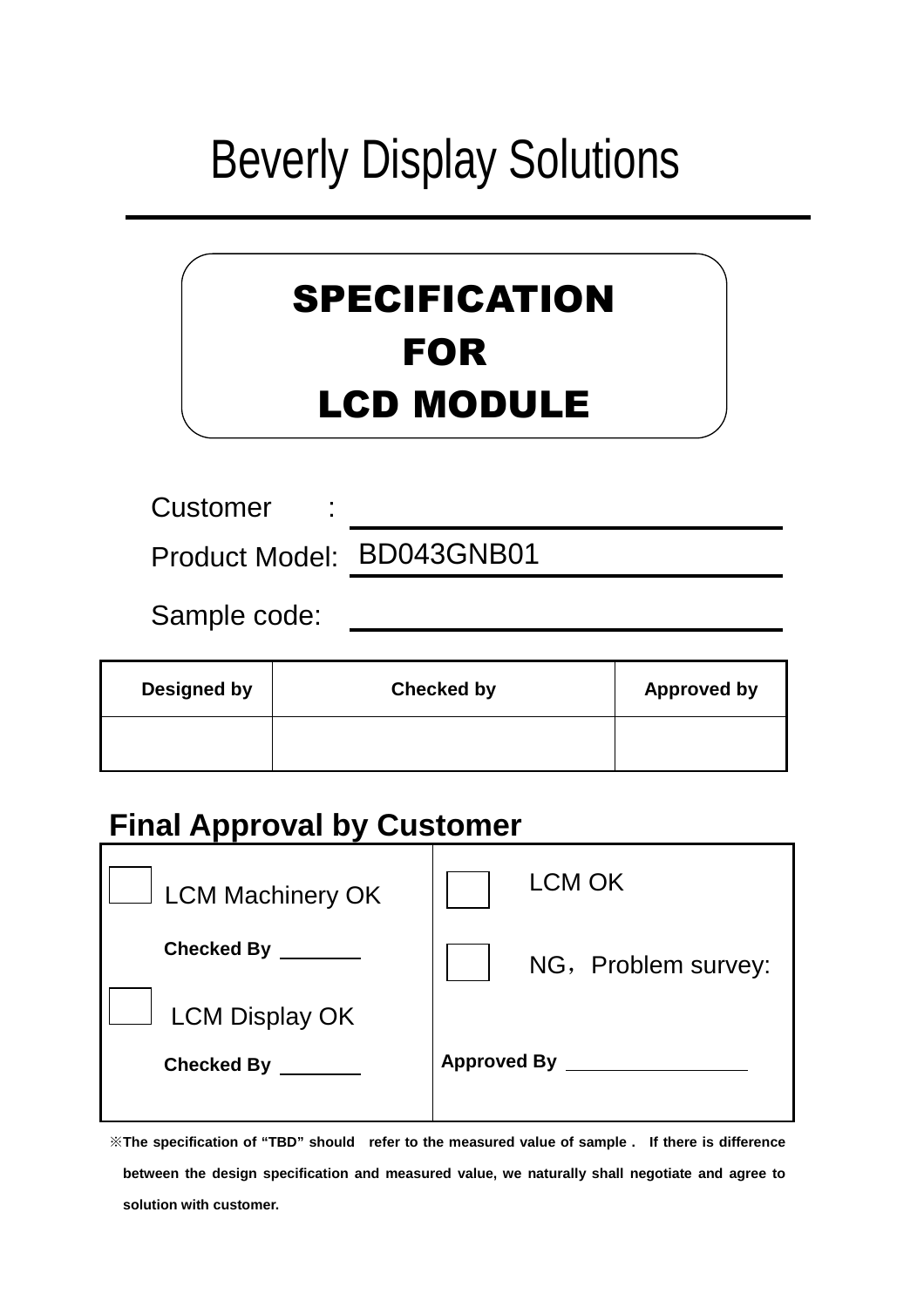# Beverly Display Solutions

## SPECIFICATION FOR LCD MODULE

Customer :

Product Model: BD043GNB01

Sample code:

| Designed by | Checked by | Approved by |
| --- | --- | --- |
| | | |

## Final Approval by Customer

| | |
| --- | --- |
| ☐ LCM Machinery OK<br><br>**Checked By** ________<br><br>☐ LCM Display OK<br><br>**Checked By** ________ | ☐ LCM OK<br><br>☐ NG，Problem survey:<br><br>**Approved By** ________________ |

**※The specification of "TBD" should refer to the measured value of sample . If there is difference between the design specification and measured value, we naturally shall negotiate and agree to solution with customer.**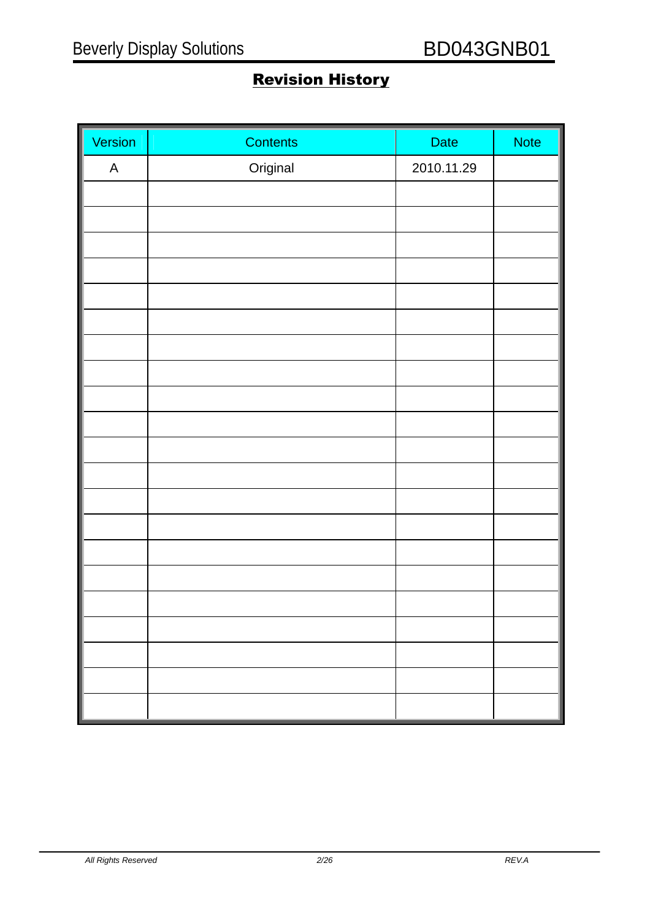# Revision History

| Version | Contents | Date | Note |
|---|---|---|---|
| A | Original | 2010.11.29 | |
| | | | |
| | | | |
| | | | |
| | | | |
| | | | |
| | | | |
| | | | |
| | | | |
| | | | |
| | | | |
| | | | |
| | | | |
| | | | |
| | | | |
| | | | |
| | | | |
| | | | |
| | | | |
| | | | |
| | | | |
| | | | |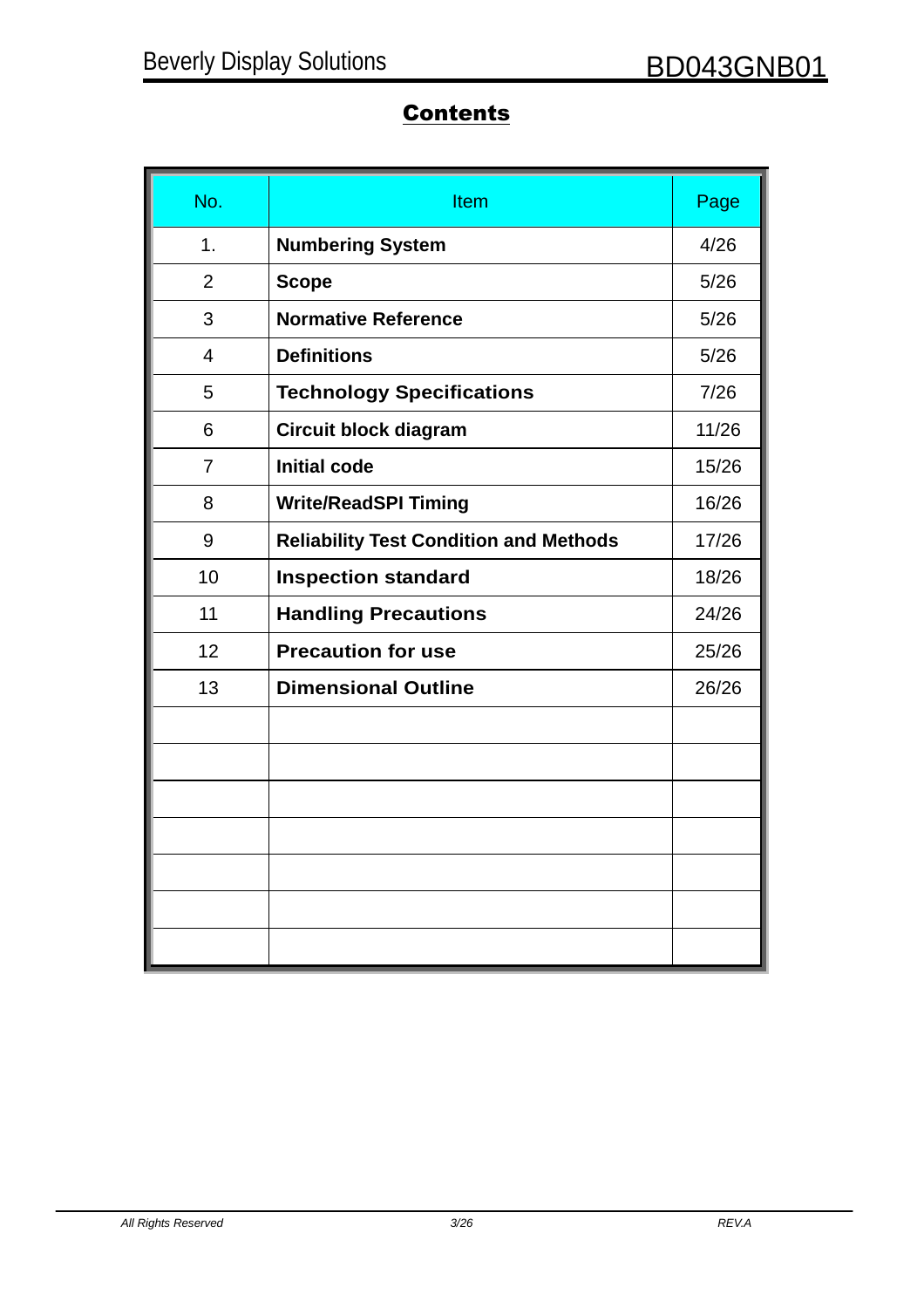# Contents

| No. | Item | Page |
|---|---|---|
| 1. | **Numbering System** | 4/26 |
| 2 | **Scope** | 5/26 |
| 3 | **Normative Reference** | 5/26 |
| 4 | **Definitions** | 5/26 |
| 5 | **Technology Specifications** | 7/26 |
| 6 | **Circuit block diagram** | 11/26 |
| 7 | **Initial code** | 15/26 |
| 8 | **Write/ReadSPI Timing** | 16/26 |
| 9 | **Reliability Test Condition and Methods** | 17/26 |
| 10 | **Inspection standard** | 18/26 |
| 11 | **Handling Precautions** | 24/26 |
| 12 | **Precaution for use** | 25/26 |
| 13 | **Dimensional Outline** | 26/26 |
| | | |
| | | |
| | | |
| | | |
| | | |
| | | |
| | | |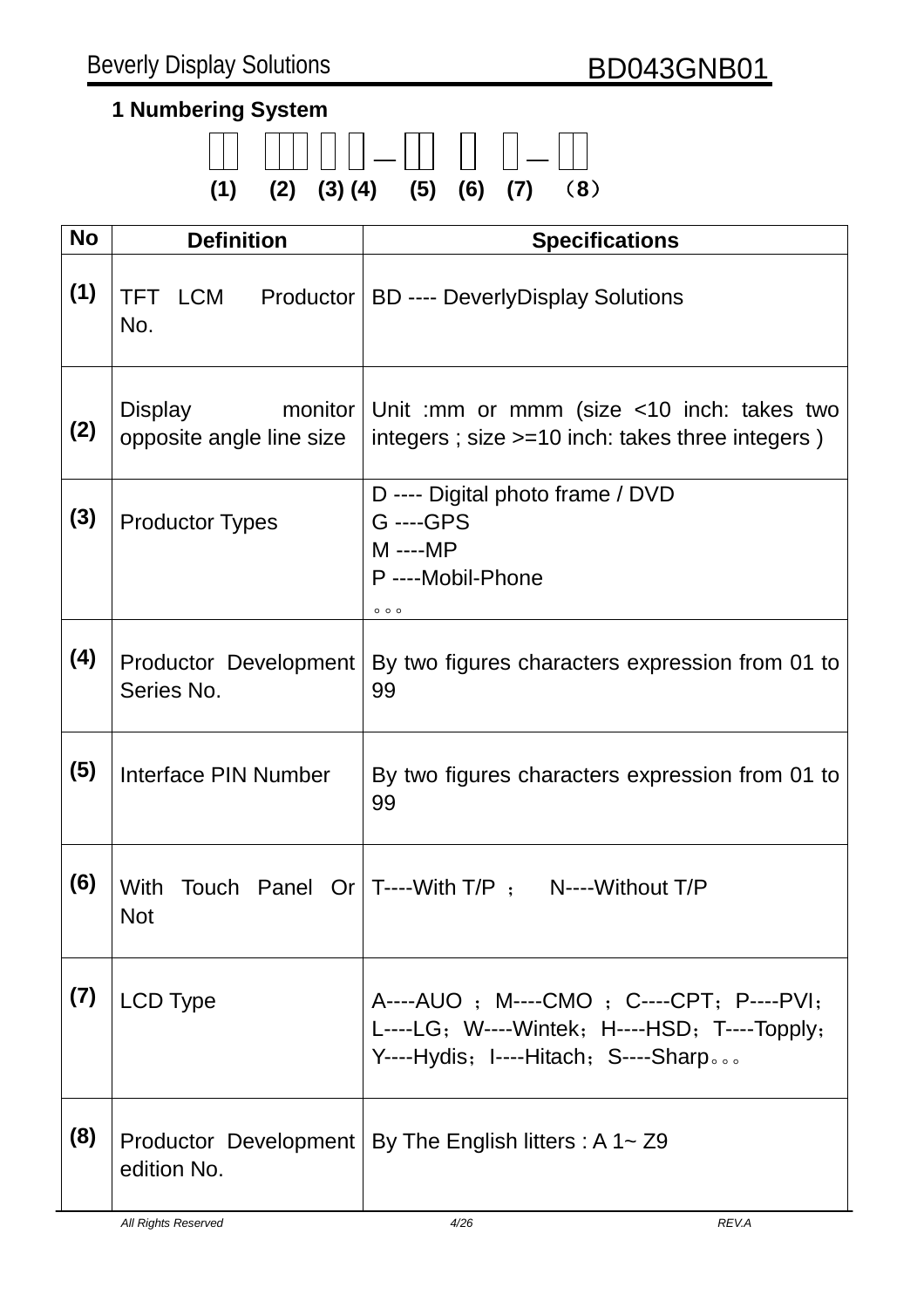## 1 Numbering System

□□ □□□ □ □ — □□ □ □ — □□

(1) (2) (3) (4) (5) (6) (7) （8）

| No | Definition | Specifications |
|---|---|---|
| (1) | TFT LCM Productor No. | BD ---- DeverlyDisplay Solutions |
| (2) | Display monitor opposite angle line size | Unit :mm or mmm (size <10 inch: takes two integers ; size >=10 inch: takes three integers ) |
| (3) | Productor Types | D ---- Digital photo frame / DVD<br>G ----GPS<br>M ----MP<br>P ----Mobil-Phone<br>。。。 |
| (4) | Productor Development Series No. | By two figures characters expression from 01 to 99 |
| (5) | Interface PIN Number | By two figures characters expression from 01 to 99 |
| (6) | With Touch Panel Or Not | T----With T/P ； N----Without T/P |
| (7) | LCD Type | A----AUO ；M----CMO ；C----CPT；P----PVI；L----LG；W----Wintek；H----HSD；T----Topply；Y----Hydis；I----Hitach；S----Sharp。。。 |
| (8) | Productor Development edition No. | By The English litters : A 1~ Z9 |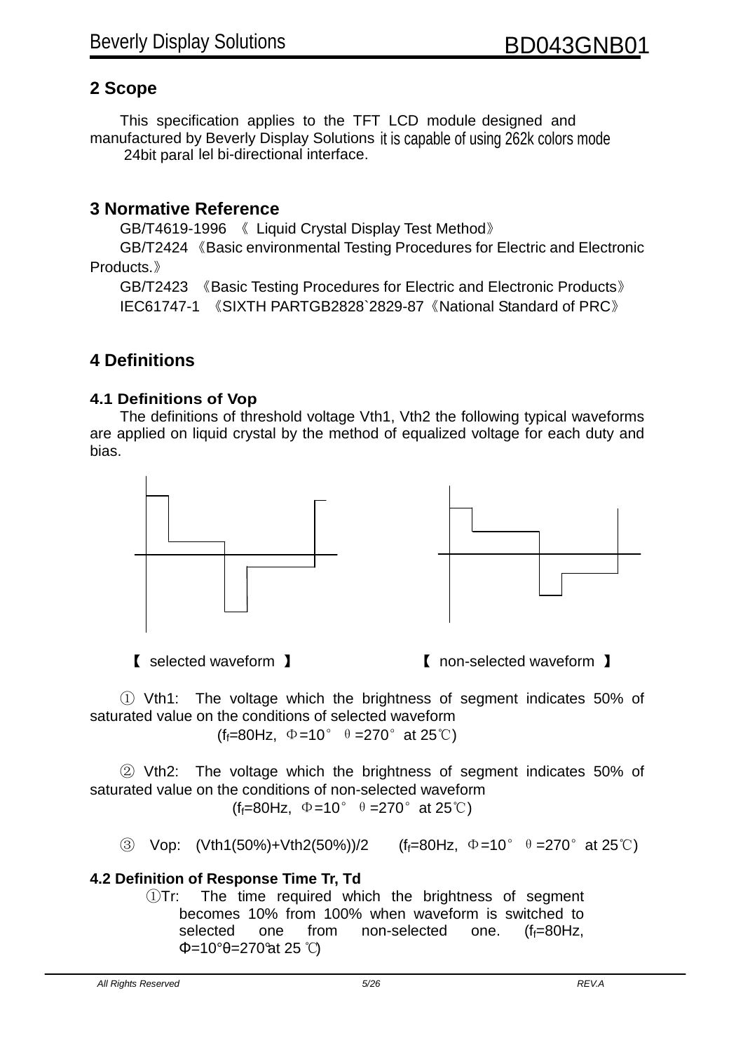## 2 Scope

This specification applies to the TFT LCD module designed and manufactured by Beverly Display Solutions it is capable of using 262k colors mode 24bit parallel bi-directional interface.

## 3 Normative Reference

GB/T4619-1996 《 Liquid Crystal Display Test Method》

GB/T2424 《Basic environmental Testing Procedures for Electric and Electronic Products.》

GB/T2423 《Basic Testing Procedures for Electric and Electronic Products》

IEC61747-1 《SIXTH PARTGB2828`2829-87《National Standard of PRC》

## 4 Definitions

### 4.1 Definitions of Vop

The definitions of threshold voltage Vth1, Vth2 the following typical waveforms are applied on liquid crystal by the method of equalized voltage for each duty and bias.

【 selected waveform 】 【 non-selected waveform 】

① Vth1: The voltage which the brightness of segment indicates 50% of saturated value on the conditions of selected waveform

($f_f$=80Hz, Φ=10° θ=270° at 25℃)

② Vth2: The voltage which the brightness of segment indicates 50% of saturated value on the conditions of non-selected waveform

($f_f$=80Hz, Φ=10° θ=270° at 25℃)

③ Vop: (Vth1(50%)+Vth2(50%))/2 ($f_f$=80Hz, Φ=10° θ=270° at 25℃)

### 4.2 Definition of Response Time Tr, Td

①Tr: The time required which the brightness of segment becomes 10% from 100% when waveform is switched to selected one from non-selected one. ($f_f$=80Hz, Φ=10°θ=270°at 25 ℃)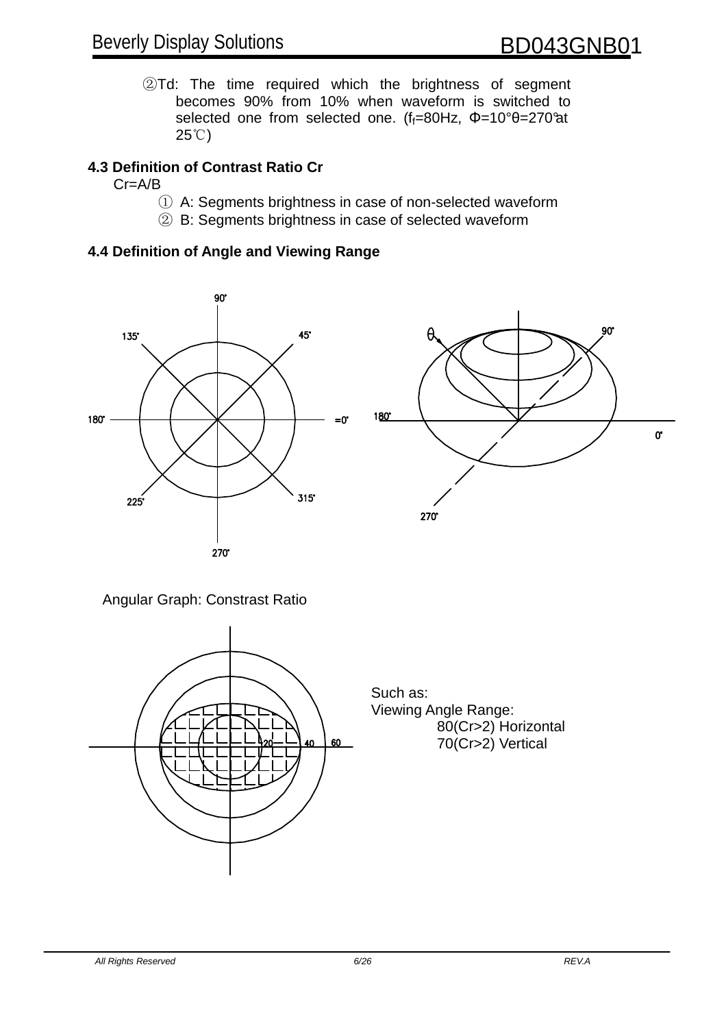②Td: The time required which the brightness of segment becomes 90% from 10% when waveform is switched to selected one from selected one. ($f_f$=80Hz, Φ=10°θ=270°at 25℃)

### 4.3 Definition of Contrast Ratio Cr

Cr=A/B

① A: Segments brightness in case of non-selected waveform

② B: Segments brightness in case of selected waveform

### 4.4 Definition of Angle and Viewing Range

Angular Graph: Constrast Ratio

Such as:

Viewing Angle Range:

80(Cr>2) Horizontal

70(Cr>2) Vertical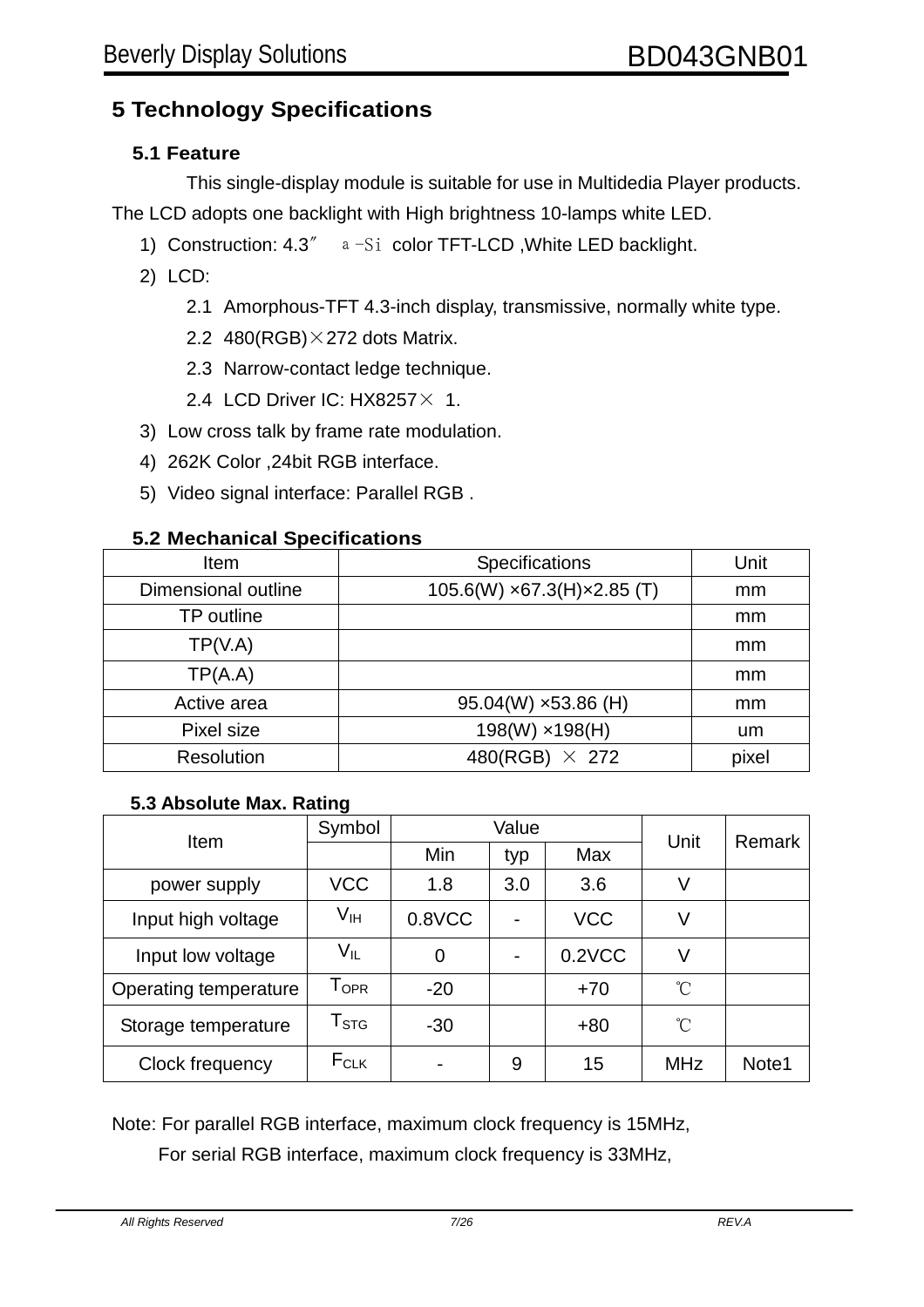# 5 Technology Specifications

## 5.1 Feature

This single-display module is suitable for use in Multidedia Player products. The LCD adopts one backlight with High brightness 10-lamps white LED.

1) Construction: 4.3″ a-Si color TFT-LCD ,White LED backlight.
2) LCD:
   - 2.1 Amorphous-TFT 4.3-inch display, transmissive, normally white type.
   - 2.2 480(RGB)×272 dots Matrix.
   - 2.3 Narrow-contact ledge technique.
   - 2.4 LCD Driver IC: HX8257× 1.
3) Low cross talk by frame rate modulation.
4) 262K Color ,24bit RGB interface.
5) Video signal interface: Parallel RGB .

## 5.2 Mechanical Specifications

| Item | Specifications | Unit |
|---|---|---|
| Dimensional outline | 105.6(W) ×67.3(H)×2.85 (T) | mm |
| TP outline | | mm |
| TP(V.A) | | mm |
| TP(A.A) | | mm |
| Active area | 95.04(W) ×53.86 (H) | mm |
| Pixel size | 198(W) ×198(H) | um |
| Resolution | 480(RGB) × 272 | pixel |

## 5.3 Absolute Max. Rating

| Item | Symbol | Value | | | Unit | Remark |
|---|---|---|---|---|---|---|
| | | Min | typ | Max | | |
| power supply | VCC | 1.8 | 3.0 | 3.6 | V | |
| Input high voltage | $V_{IH}$ | 0.8VCC | - | VCC | V | |
| Input low voltage | $V_{IL}$ | 0 | - | 0.2VCC | V | |
| Operating temperature | $T_{OPR}$ | -20 | | +70 | ℃ | |
| Storage temperature | $T_{STG}$ | -30 | | +80 | ℃ | |
| Clock frequency | $F_{CLK}$ | - | 9 | 15 | MHz | Note1 |

Note: For parallel RGB interface, maximum clock frequency is 15MHz,
For serial RGB interface, maximum clock frequency is 33MHz,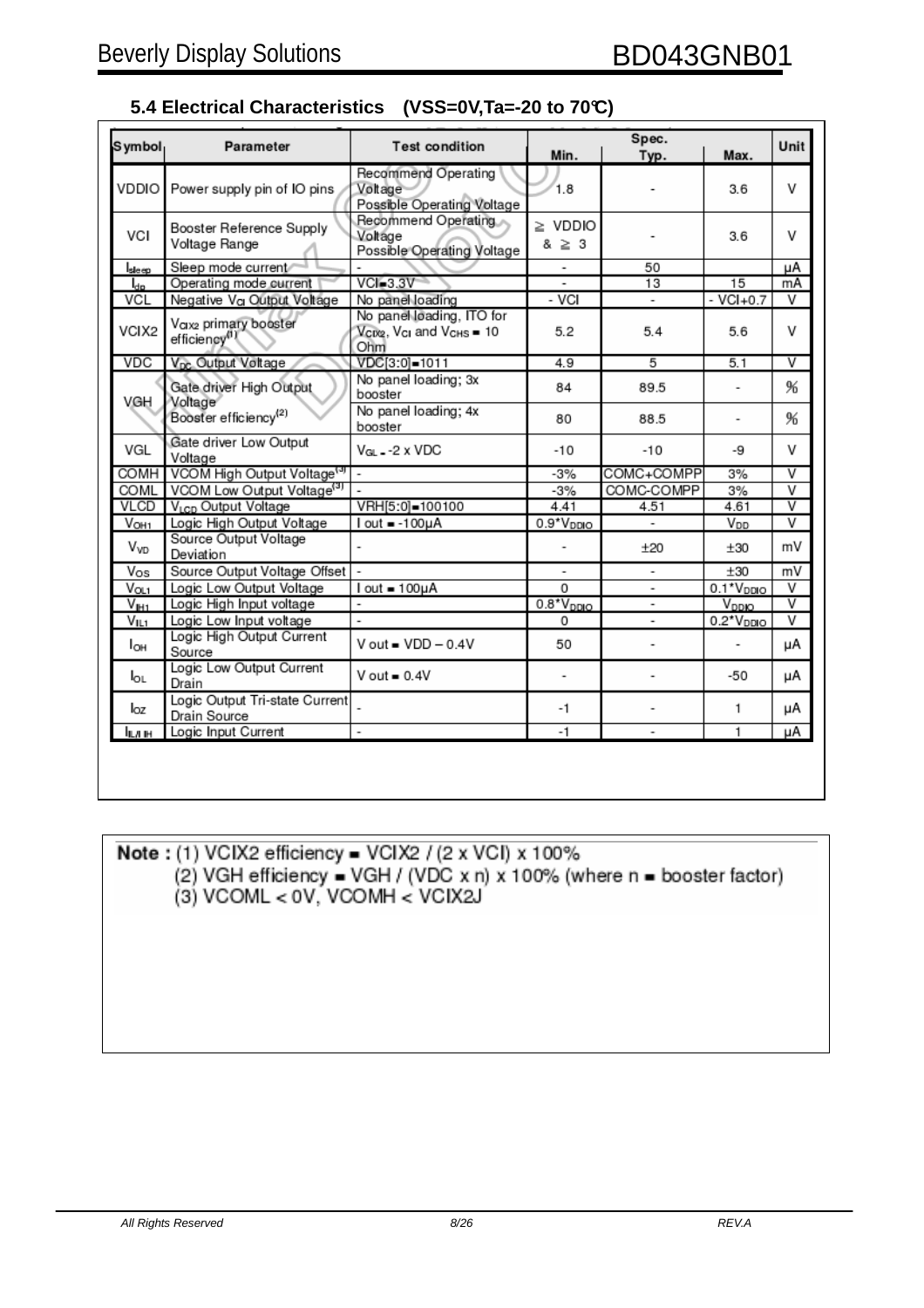## 5.4 Electrical Characteristics (VSS=0V,Ta=-20 to 70℃)

| Symbol | Parameter | Test condition | Spec. | | | Unit |
|---|---|---|---|---|---|---|
| | | | Min. | Typ. | Max. | |
| VDDIO | Power supply pin of IO pins | Recommend Operating Voltage Possible Operating Voltage | 1.8 | - | 3.6 | V |
| VCI | Booster Reference Supply Voltage Range | Recommend Operating Voltage Possible Operating Voltage | ≧ VDDIO & ≧ 3 | - | 3.6 | V |
| $I_{sleep}$ | Sleep mode current | - | - | 50 | | μA |
| $I_{dp}$ | Operating mode current | VCI=3.3V | - | 13 | 15 | mA |
| VCL | Negative $V_{CI}$ Output Voltage | No panel loading | - VCI | - | - VCI+0.7 | V |
| VCIX2 | $V_{CIX2}$ primary booster efficiency(1) | No panel loading, ITO for $V_{CIX2}$, $V_{CI}$ and $V_{CHS}$ = 10 Ohm | 5.2 | 5.4 | 5.6 | V |
| VDC | $V_{DC}$ Output Voltage | VDC[3:0]=1011 | 4.9 | 5 | 5.1 | V |
| VGH | Gate driver High Output Voltage Booster efficiency(2) | No panel loading; 3x booster | 84 | 89.5 | - | % |
| | | No panel loading; 4x booster | 80 | 88.5 | - | % |
| VGL | Gate driver Low Output Voltage | $V_{GL}$ = -2 x VDC | -10 | -10 | -9 | V |
| COMH | VCOM High Output Voltage(3) | - | -3% | COMC+COMPP | 3% | V |
| COML | VCOM Low Output Voltage(3) | - | -3% | COMC-COMPP | 3% | V |
| VLCD | $V_{LCD}$ Output Voltage | VRH[5:0]=100100 | 4.41 | 4.51 | 4.61 | V |
| $V_{OH1}$ | Logic High Output Voltage | I out = -100μA | 0.9*$V_{DDIO}$ | - | $V_{DD}$ | V |
| $V_{VD}$ | Source Output Voltage Deviation | - | - | ±20 | ±30 | mV |
| $V_{OS}$ | Source Output Voltage Offset | - | - | - | ±30 | mV |
| $V_{OL1}$ | Logic Low Output Voltage | I out = 100μA | 0 | - | 0.1*$V_{DDIO}$ | V |
| $V_{IH1}$ | Logic High Input voltage | - | 0.8*$V_{DDIO}$ | - | $V_{DDIO}$ | V |
| $V_{IL1}$ | Logic Low Input voltage | - | 0 | - | 0.2*$V_{DDIO}$ | V |
| $I_{OH}$ | Logic High Output Current Source | V out = VDD – 0.4V | 50 | - | - | μA |
| $I_{OL}$ | Logic Low Output Current Drain | V out = 0.4V | - | - | -50 | μA |
| $I_{OZ}$ | Logic Output Tri-state Current Drain Source | - | -1 | - | 1 | μA |
| $I_{IL/IIH}$ | Logic Input Current | - | -1 | - | 1 | μA |

**Note :** (1) VCIX2 efficiency = VCIX2 / (2 x VCI) x 100%
(2) VGH efficiency = VGH / (VDC x n) x 100% (where n = booster factor)
(3) VCOML < 0V, VCOMH < VCIX2J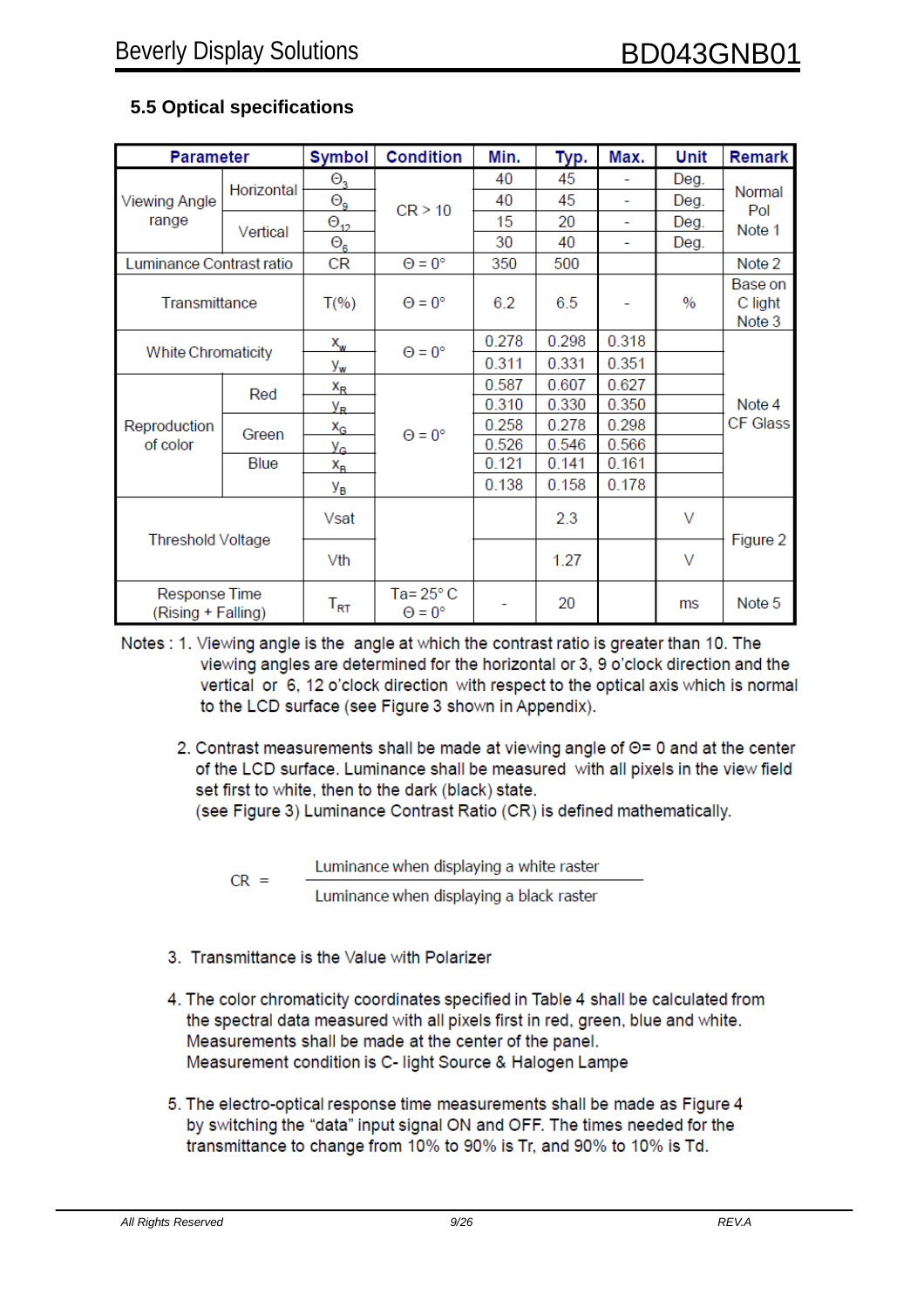### 5.5 Optical specifications

| Parameter | | Symbol | Condition | Min. | Typ. | Max. | Unit | Remark |
|---|---|---|---|---|---|---|---|---|
| Viewing Angle range | Horizontal | $\Theta_3$ | CR > 10 | 40 | 45 | - | Deg. | Normal Pol Note 1 |
| | | $\Theta_9$ | | 40 | 45 | - | Deg. | |
| | Vertical | $\Theta_{12}$ | | 15 | 20 | - | Deg. | |
| | | $\Theta_6$ | | 30 | 40 | - | Deg. | |
| Luminance Contrast ratio | | CR | Θ = 0° | 350 | 500 | | | Note 2 |
| Transmittance | | T(%) | Θ = 0° | 6.2 | 6.5 | - | % | Base on C light Note 3 |
| White Chromaticity | | $x_w$ | Θ = 0° | 0.278 | 0.298 | 0.318 | | Note 4 CF Glass |
| | | $y_w$ | | 0.311 | 0.331 | 0.351 | | |
| Reproduction of color | Red | $x_R$ | Θ = 0° | 0.587 | 0.607 | 0.627 | | |
| | | $y_R$ | | 0.310 | 0.330 | 0.350 | | |
| | Green | $x_G$ | | 0.258 | 0.278 | 0.298 | | |
| | | $y_G$ | | 0.526 | 0.546 | 0.566 | | |
| | Blue | $x_B$ | | 0.121 | 0.141 | 0.161 | | |
| | | $y_B$ | | 0.138 | 0.158 | 0.178 | | |
| Threshold Voltage | | Vsat | | | 2.3 | | V | Figure 2 |
| | | Vth | | | 1.27 | | V | |
| Response Time (Rising + Falling) | | $T_{RT}$ | Ta= 25° C Θ = 0° | - | 20 | | ms | Note 5 |

Notes : 1. Viewing angle is the angle at which the contrast ratio is greater than 10. The viewing angles are determined for the horizontal or 3, 9 o'clock direction and the vertical or 6, 12 o'clock direction with respect to the optical axis which is normal to the LCD surface (see Figure 3 shown in Appendix).

2. Contrast measurements shall be made at viewing angle of Θ= 0 and at the center of the LCD surface. Luminance shall be measured with all pixels in the view field set first to white, then to the dark (black) state. (see Figure 3) Luminance Contrast Ratio (CR) is defined mathematically.

$$CR = \frac{\text{Luminance when displaying a white raster}}{\text{Luminance when displaying a black raster}}$$

3. Transmittance is the Value with Polarizer

4. The color chromaticity coordinates specified in Table 4 shall be calculated from the spectral data measured with all pixels first in red, green, blue and white. Measurements shall be made at the center of the panel. Measurement condition is C- light Source & Halogen Lampe

5. The electro-optical response time measurements shall be made as Figure 4 by switching the "data" input signal ON and OFF. The times needed for the transmittance to change from 10% to 90% is Tr, and 90% to 10% is Td.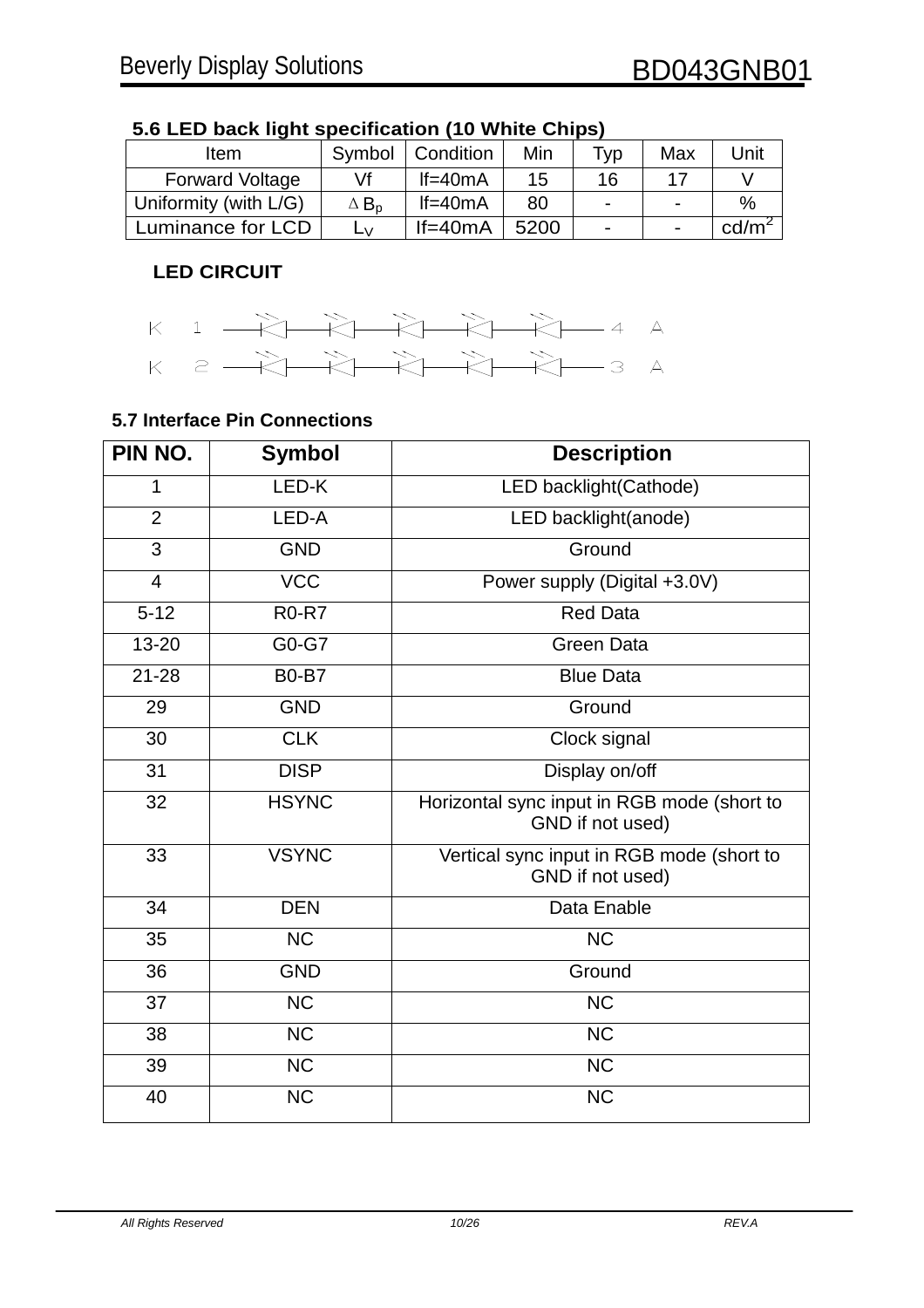### 5.6 LED back light specification (10 White Chips)

| Item | Symbol | Condition | Min | Typ | Max | Unit |
|---|---|---|---|---|---|---|
| Forward Voltage | Vf | If=40mA | 15 | 16 | 17 | V |
| Uniformity (with L/G) | $\Delta B_p$ | If=40mA | 80 | - | - | % |
| Luminance for LCD | $L_V$ | If=40mA | 5200 | - | - | $cd/m^2$ |

**LED CIRCUIT**

K 1 — 5 LEDs in series — 4 A

K 2 — 5 LEDs in series — 3 A

### 5.7 Interface Pin Connections

| PIN NO. | Symbol | Description |
|---|---|---|
| 1 | LED-K | LED backlight(Cathode) |
| 2 | LED-A | LED backlight(anode) |
| 3 | GND | Ground |
| 4 | VCC | Power supply (Digital +3.0V) |
| 5-12 | R0-R7 | Red Data |
| 13-20 | G0-G7 | Green Data |
| 21-28 | B0-B7 | Blue Data |
| 29 | GND | Ground |
| 30 | CLK | Clock signal |
| 31 | DISP | Display on/off |
| 32 | HSYNC | Horizontal sync input in RGB mode (short to GND if not used) |
| 33 | VSYNC | Vertical sync input in RGB mode (short to GND if not used) |
| 34 | DEN | Data Enable |
| 35 | NC | NC |
| 36 | GND | Ground |
| 37 | NC | NC |
| 38 | NC | NC |
| 39 | NC | NC |
| 40 | NC | NC |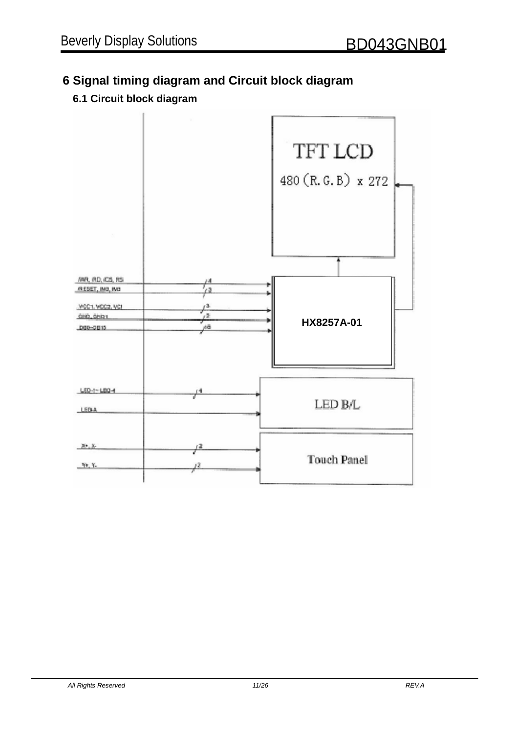# 6 Signal timing diagram and Circuit block diagram

## 6.1 Circuit block diagram

TFT LCD

480 (R.G.B) x 272

/WR, /RD, /CS, RS — 4

/RESET, IM0, IM3 — 3

VCC1, VCC2, VCI — 3

GND, GND1 — 2

DB0~DB15 — 16

HX8257A-01

LED-1~ LED-4 — 4

LED-A

LED B/L

X+, X- — 2

Y+, Y- — 2

Touch Panel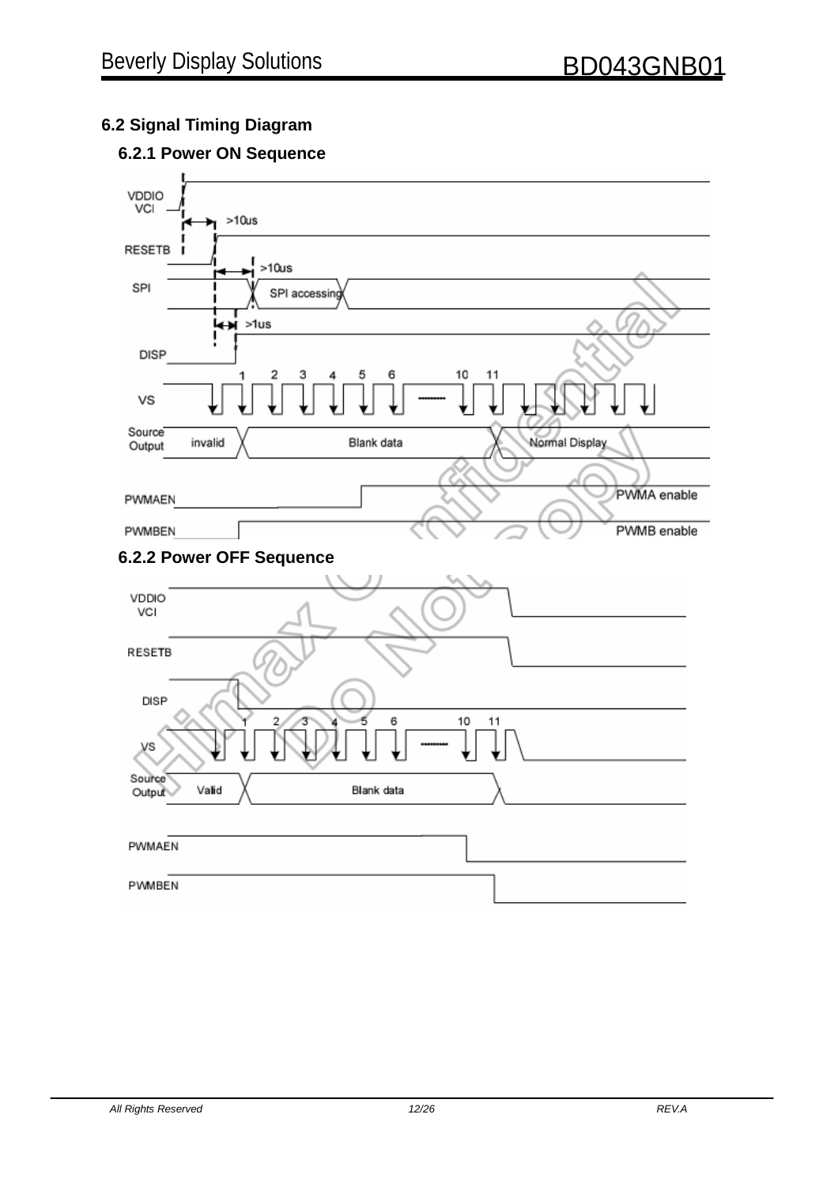## 6.2 Signal Timing Diagram

### 6.2.1 Power ON Sequence

VDDIO
VCI

>10us

RESETB

>10us

SPI

SPI accessing

>1us

DISP

1 2 3 4 5 6 10 11

VS

Source Output

invalid

Blank data

Normal Display

PWMAEN

PWMA enable

PWMBEN

PWMB enable

### 6.2.2 Power OFF Sequence

VDDIO
VCI

RESETB

DISP

1 2 3 4 5 6 10 11

VS

Source Output

Valid

Blank data

PWMAEN

PWMBEN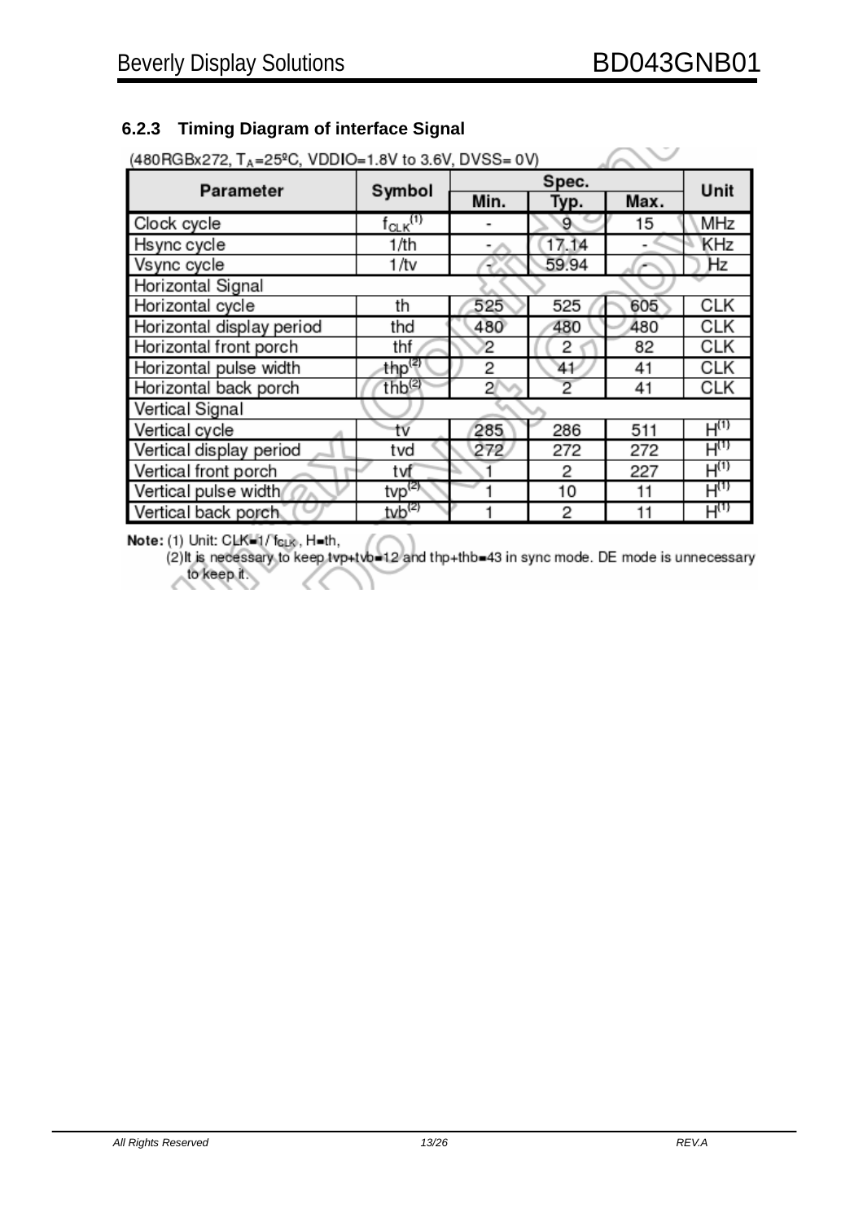### 6.2.3 Timing Diagram of interface Signal

(480RGBx272, $T_A$=25ºC, VDDIO=1.8V to 3.6V, DVSS= 0V)

| Parameter | Symbol | Spec. | | | Unit |
|---|---|---|---|---|---|
| | | Min. | Typ. | Max. | |
| Clock cycle | $f_{CLK}$(1) | - | 9 | 15 | MHz |
| Hsync cycle | 1/th | - | 17.14 | - | KHz |
| Vsync cycle | 1/tv | - | 59.94 | - | Hz |
| Horizontal Signal | | | | | |
| Horizontal cycle | th | 525 | 525 | 605 | CLK |
| Horizontal display period | thd | 480 | 480 | 480 | CLK |
| Horizontal front porch | thf | 2 | 2 | 82 | CLK |
| Horizontal pulse width | thp(2) | 2 | 41 | 41 | CLK |
| Horizontal back porch | thb(2) | 2 | 2 | 41 | CLK |
| Vertical Signal | | | | | |
| Vertical cycle | tv | 285 | 286 | 511 | H(1) |
| Vertical display period | tvd | 272 | 272 | 272 | H(1) |
| Vertical front porch | tvf | 1 | 2 | 227 | H(1) |
| Vertical pulse width | tvp(2) | 1 | 10 | 11 | H(1) |
| Vertical back porch | tvb(2) | 1 | 2 | 11 | H(1) |

**Note:** (1) Unit: CLK=1/ $f_{CLK}$ , H=th,

(2)It is necessary to keep tvp+tvb=12 and thp+thb=43 in sync mode. DE mode is unnecessary to keep it.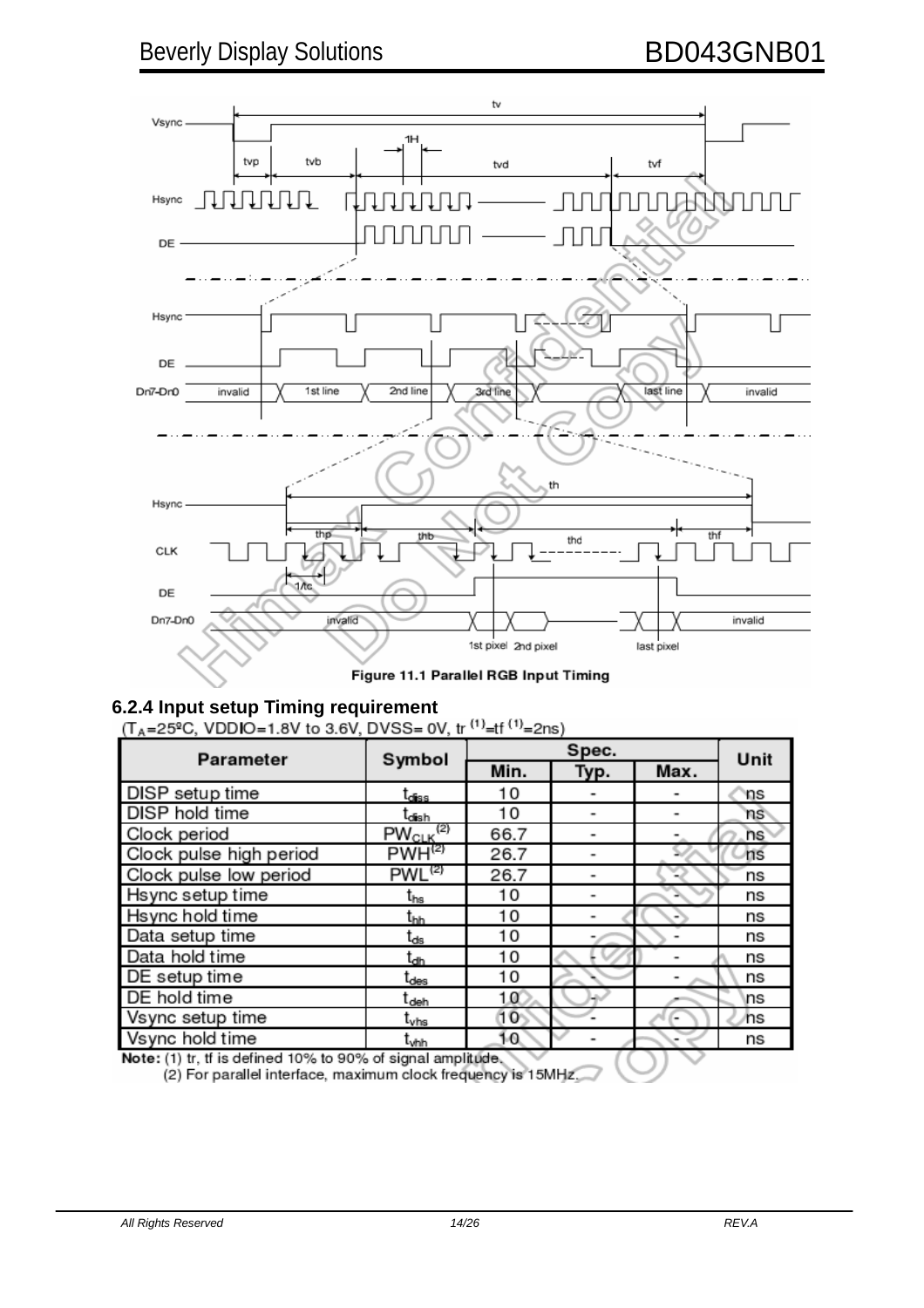Figure 11.1 Parallel RGB Input Timing

### 6.2.4 Input setup Timing requirement

($T_A$=25ºC, VDDIO=1.8V to 3.6V, DVSS= 0V, tr [(1)]=tf [(1)]=2ns)

| Parameter | Symbol | Spec. | | | Unit |
|---|---|---|---|---|---|
| | | Min. | Typ. | Max. | |
| DISP setup time | $t_{diss}$ | 10 | - | - | ns |
| DISP hold time | $t_{dish}$ | 10 | - | - | ns |
| Clock period | $PW_{CLK}$[(2)] | 66.7 | - | - | ns |
| Clock pulse high period | PWH[(2)] | 26.7 | - | - | ns |
| Clock pulse low period | PWL[(2)] | 26.7 | - | - | ns |
| Hsync setup time | $t_{hs}$ | 10 | - | - | ns |
| Hsync hold time | $t_{hh}$ | 10 | - | - | ns |
| Data setup time | $t_{ds}$ | 10 | - | - | ns |
| Data hold time | $t_{dh}$ | 10 | - | - | ns |
| DE setup time | $t_{des}$ | 10 | - | - | ns |
| DE hold time | $t_{deh}$ | 10 | - | - | ns |
| Vsync setup time | $t_{vhs}$ | 10 | - | - | ns |
| Vsync hold time | $t_{vhh}$ | 10 | - | - | ns |

Note: (1) tr, tf is defined 10% to 90% of signal amplitude.
(2) For parallel interface, maximum clock frequency is 15MHz.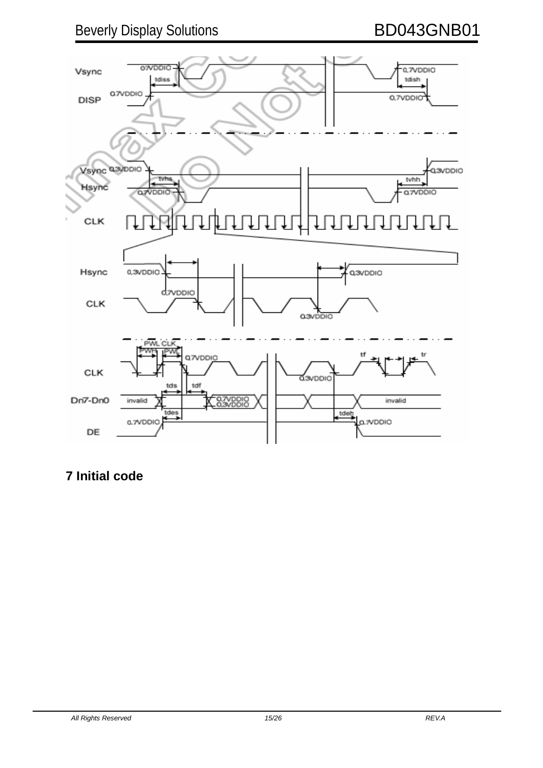## 7 Initial code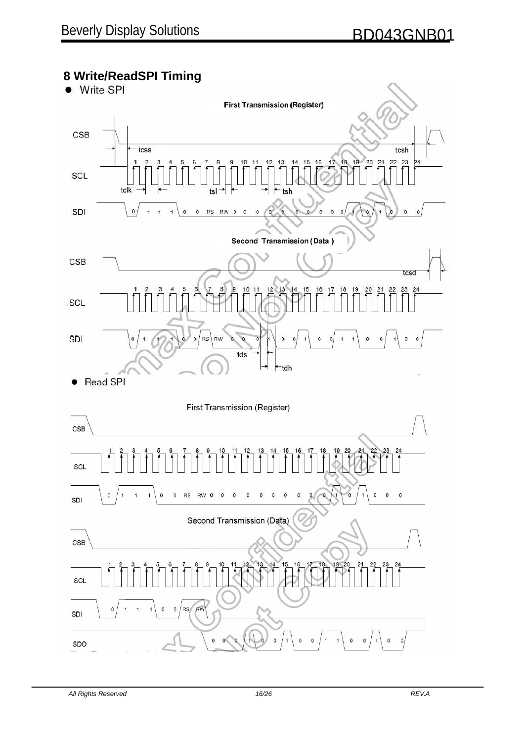## 8 Write/ReadSPI Timing

- Write SPI

First Transmission (Register)

CSB

tcss　　　tcsh

SCL

1 2 3 4 5 6 7 8 9 10 11 12 13 14 15 16 17 18 19 20 21 22 23 24

tclk　　tsl　　tsh

SDI

0 1 1 1 0 0 RS RW 0 0 0 0 0 0 0 0 0 0 1 0 1 0 0 0

Second Transmission (Data)

CSB

tcsd

SCL

1 2 3 4 5 6 7 8 9 10 11 12 13 14 15 16 17 18 19 20 21 22 23 24

SDI

0 1 1 1 0 0 RS RW 0 0 0 1 0 0 1 0 0 1 1 0 0 1 0 0

tds

tdh

- Read SPI

First Transmission (Register)

CSB

SCL

1 2 3 4 5 6 7 8 9 10 11 12 13 14 15 16 17 18 19 20 21 22 23 24

SDI

0 1 1 1 0 0 RS RW 0 0 0 0 0 0 0 0 0 0 1 0 1 0 0 0

Second Transmission (Data)

CSB

SCL

1 2 3 4 5 6 7 8 9 10 11 12 13 14 15 16 17 18 19 20 21 22 23 24

SDI

0 1 1 1 0 0 RS RW

SDO

0 0 0 1 0 0 1 0 0 1 1 0 0 1 0 0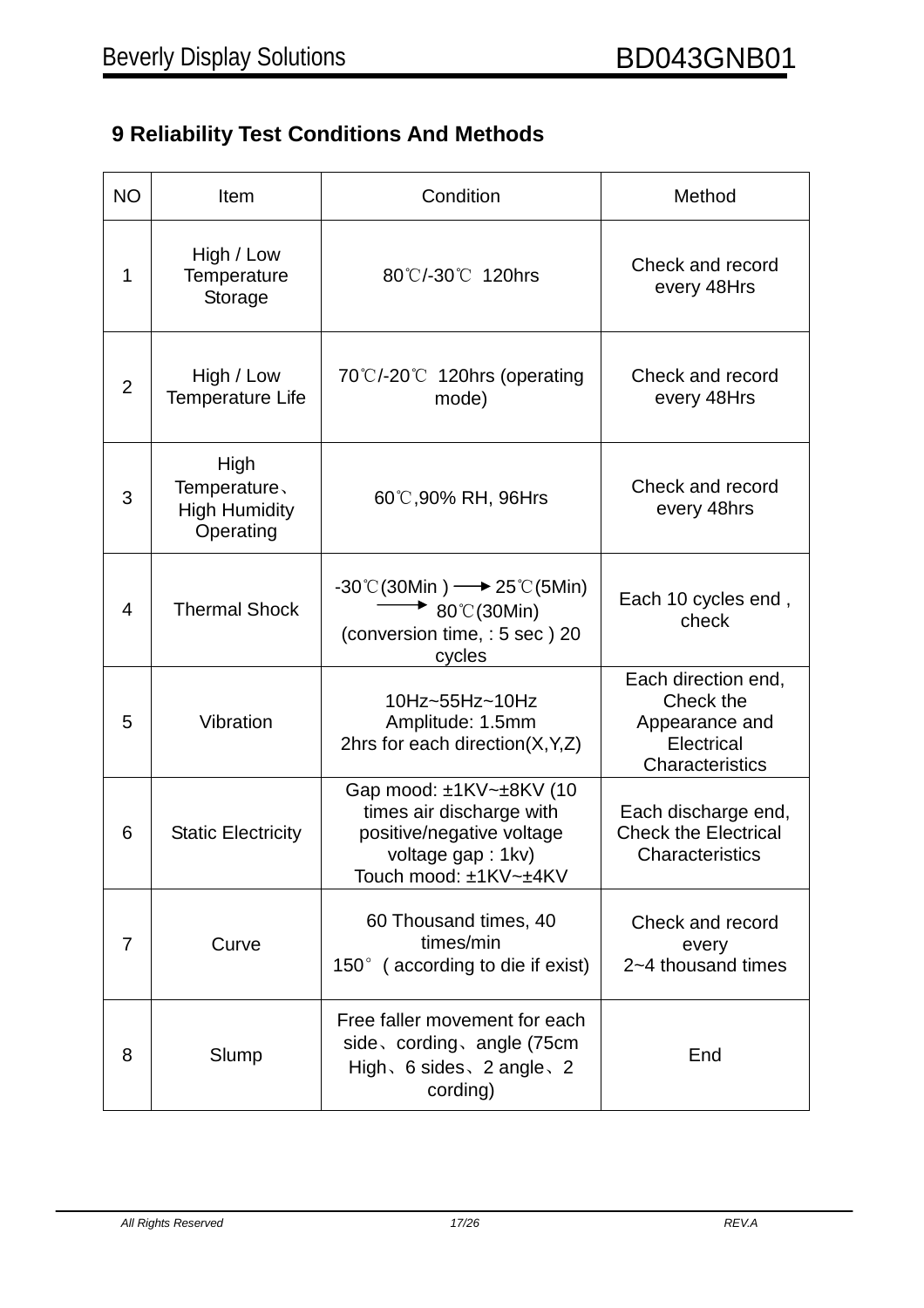## 9 Reliability Test Conditions And Methods

| NO | Item | Condition | Method |
|---|---|---|---|
| 1 | High / Low Temperature Storage | 80℃/-30℃ 120hrs | Check and record every 48Hrs |
| 2 | High / Low Temperature Life | 70℃/-20℃ 120hrs (operating mode) | Check and record every 48Hrs |
| 3 | High Temperature、High Humidity Operating | 60℃,90% RH, 96Hrs | Check and record every 48hrs |
| 4 | Thermal Shock | -30℃(30Min ) → 25℃(5Min) → 80℃(30Min) (conversion time, : 5 sec ) 20 cycles | Each 10 cycles end , check |
| 5 | Vibration | 10Hz~55Hz~10Hz<br>Amplitude: 1.5mm<br>2hrs for each direction(X,Y,Z) | Each direction end, Check the Appearance and Electrical Characteristics |
| 6 | Static Electricity | Gap mood: ±1KV~±8KV (10 times air discharge with positive/negative voltage voltage gap : 1kv)<br>Touch mood: ±1KV~±4KV | Each discharge end, Check the Electrical Characteristics |
| 7 | Curve | 60 Thousand times, 40 times/min<br>150° ( according to die if exist) | Check and record every<br>2~4 thousand times |
| 8 | Slump | Free faller movement for each side、cording、angle (75cm High、6 sides、2 angle、2 cording) | End |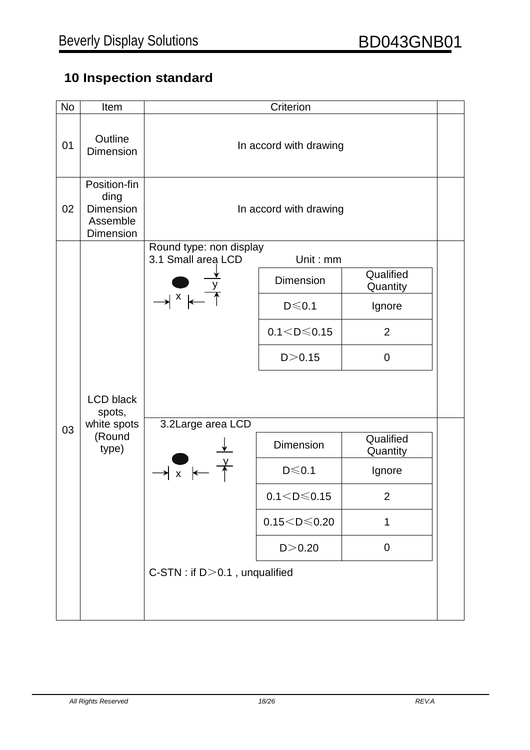## 10 Inspection standard

| No | Item | Criterion | |
|---|---|---|---|
| 01 | Outline Dimension | In accord with drawing | |
| 02 | Position-finding Dimension Assemble Dimension | In accord with drawing | |
| 03 | LCD black spots, white spots (Round type) | Round type: non display<br>3.1 Small area LCD Unit : mm<br><br>Dimension / Qualified Quantity:<br>D≤0.1 : Ignore<br>0.1＜D≤0.15 : 2<br>D＞0.15 : 0 | |
| | | 3.2Large area LCD<br><br>Dimension / Qualified Quantity:<br>D≤0.1 : Ignore<br>0.1＜D≤0.15 : 2<br>0.15＜D≤0.20 : 1<br>D＞0.20 : 0<br><br>C-STN : if D＞0.1 , unqualified | |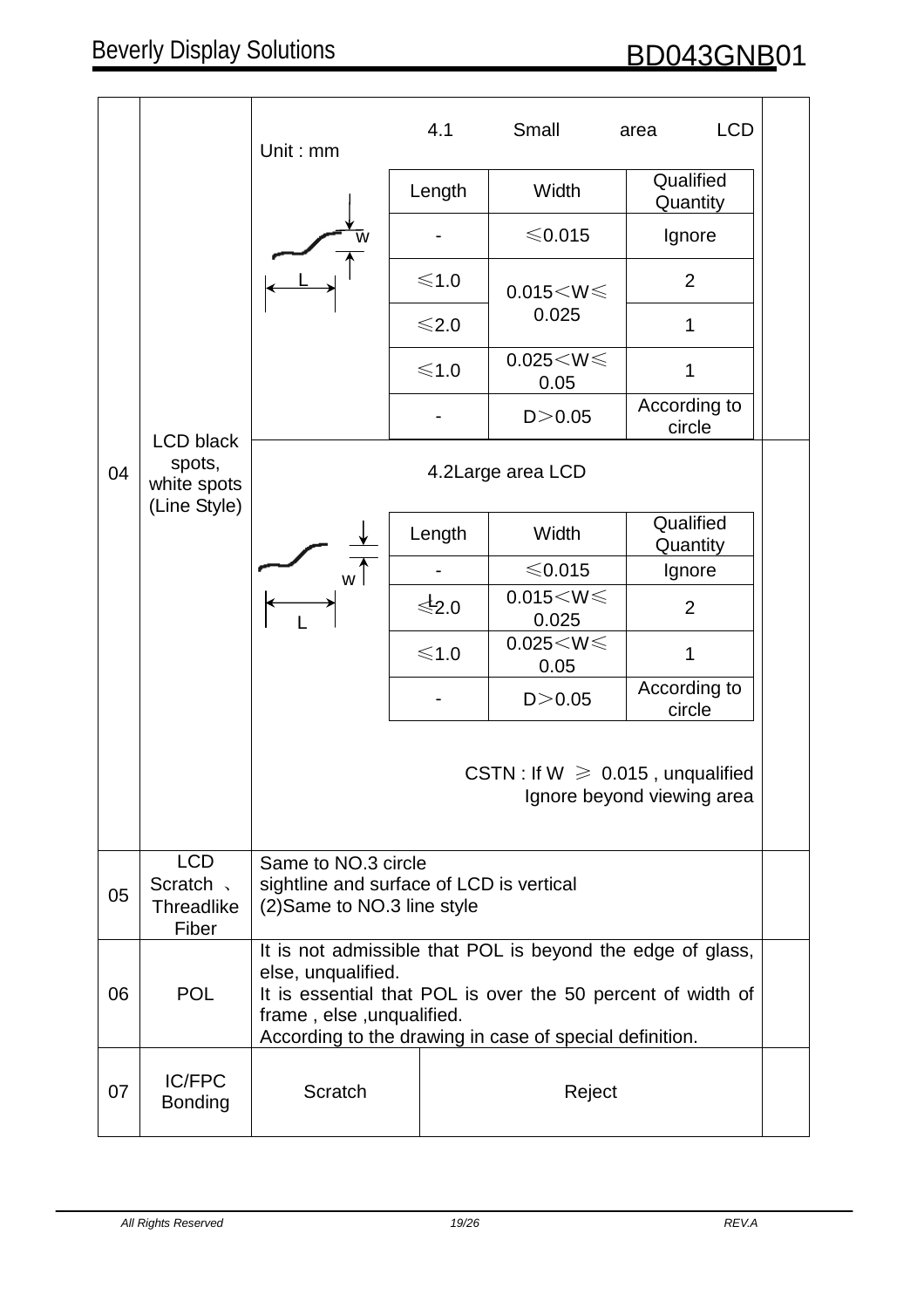| No. | Item | Criteria | | |
|---|---|---|---|---|
| 04 | LCD black spots, white spots (Line Style) | **4.1 Small area LCD** Unit : mm | | |
| | | Length | Width | Qualified Quantity |
| | | - | ≤0.015 | Ignore |
| | | ≤1.0 | 0.015<W≤0.025 | 2 |
| | | ≤2.0 | 0.015<W≤0.025 | 1 |
| | | ≤1.0 | 0.025<W≤0.05 | 1 |
| | | - | D>0.05 | According to circle |
| | | **4.2 Large area LCD** | | |
| | | Length | Width | Qualified Quantity |
| | | - | ≤0.015 | Ignore |
| | | ≤2.0 | 0.015<W≤0.025 | 2 |
| | | ≤1.0 | 0.025<W≤0.05 | 1 |
| | | - | D>0.05 | According to circle |
| | | CSTN : If W ≥ 0.015 , unqualified<br>Ignore beyond viewing area | | |
| 05 | LCD Scratch 、Threadlike Fiber | Same to NO.3 circle<br>sightline and surface of LCD is vertical<br>(2)Same to NO.3 line style | | |
| 06 | POL | It is not admissible that POL is beyond the edge of glass, else, unqualified.<br>It is essential that POL is over the 50 percent of width of frame , else ,unqualified.<br>According to the drawing in case of special definition. | | |
| 07 | IC/FPC Bonding | Scratch | Reject | |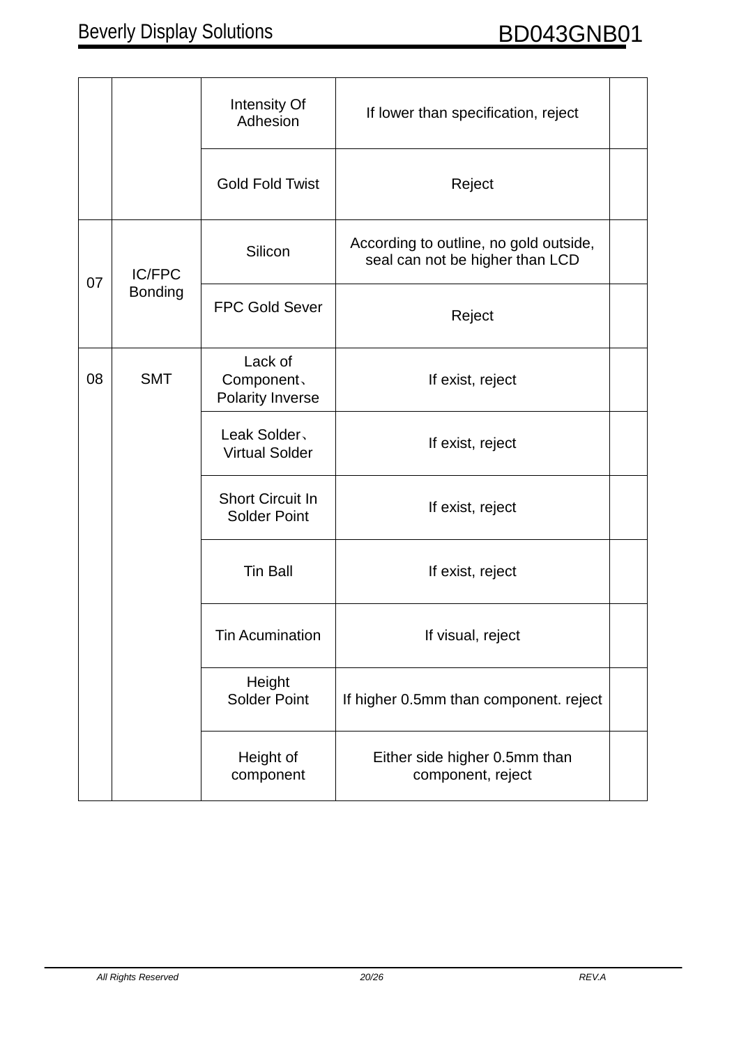| | | | | |
|---|---|---|---|---|
| | | Intensity Of Adhesion | If lower than specification, reject | |
| | | Gold Fold Twist | Reject | |
| 07 | IC/FPC Bonding | Silicon | According to outline, no gold outside, seal can not be higher than LCD | |
| | | FPC Gold Sever | Reject | |
| 08 | SMT | Lack of Component、Polarity Inverse | If exist, reject | |
| | | Leak Solder、Virtual Solder | If exist, reject | |
| | | Short Circuit In Solder Point | If exist, reject | |
| | | Tin Ball | If exist, reject | |
| | | Tin Acumination | If visual, reject | |
| | | Height Solder Point | If higher 0.5mm than component. reject | |
| | | Height of component | Either side higher 0.5mm than component, reject | |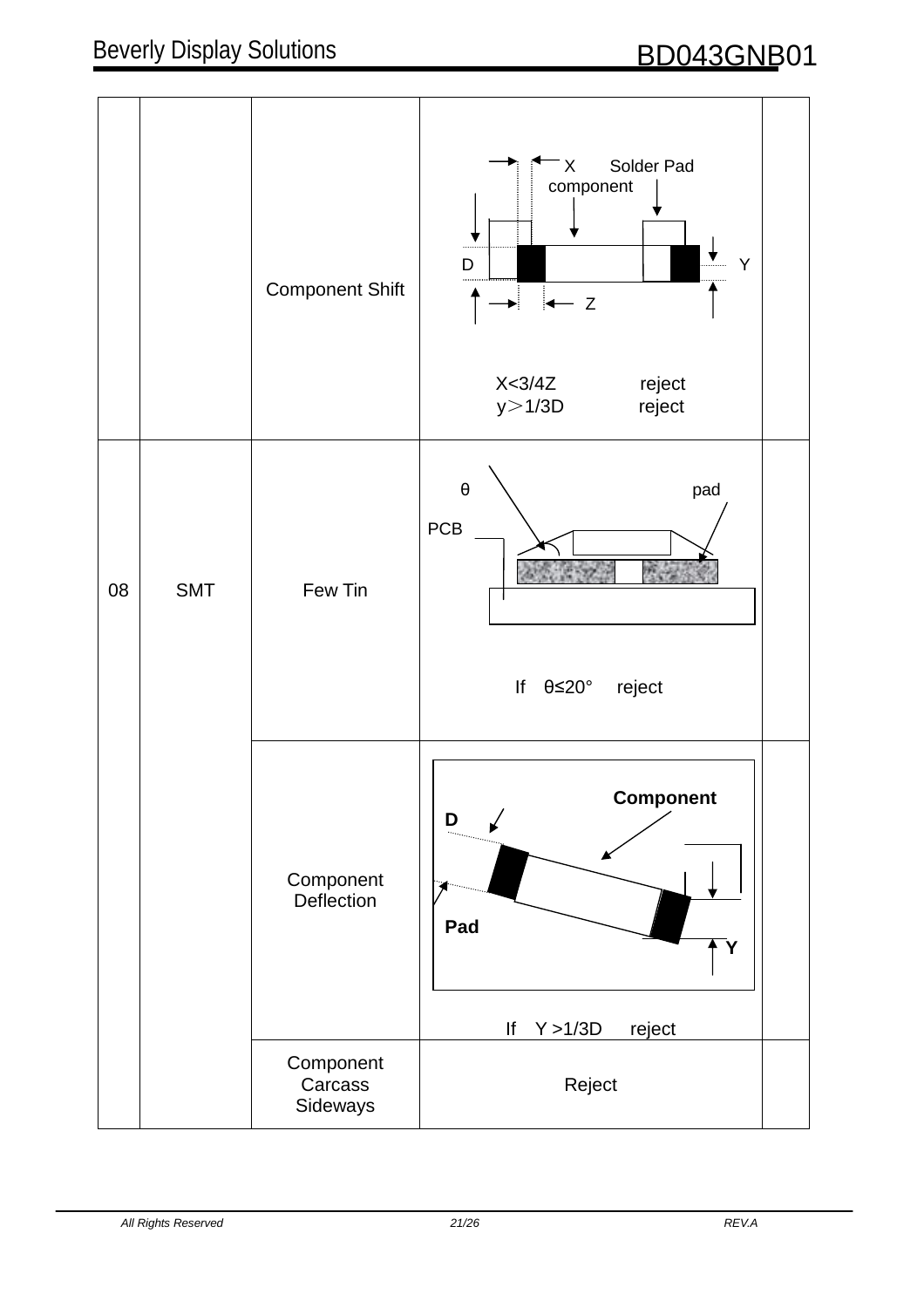| | | | | |
|---|---|---|---|---|
| | | Component Shift | X Solder Pad component D Y Z<br><br>X<3/4Z reject<br>y＞1/3D reject | |
| 08 | SMT | Few Tin | θ pad PCB<br><br>If θ≤20° reject | |
| | | Component Deflection | **Component** **D** **Pad** **Y**<br><br>If Y >1/3D reject | |
| | | Component Carcass Sideways | Reject | |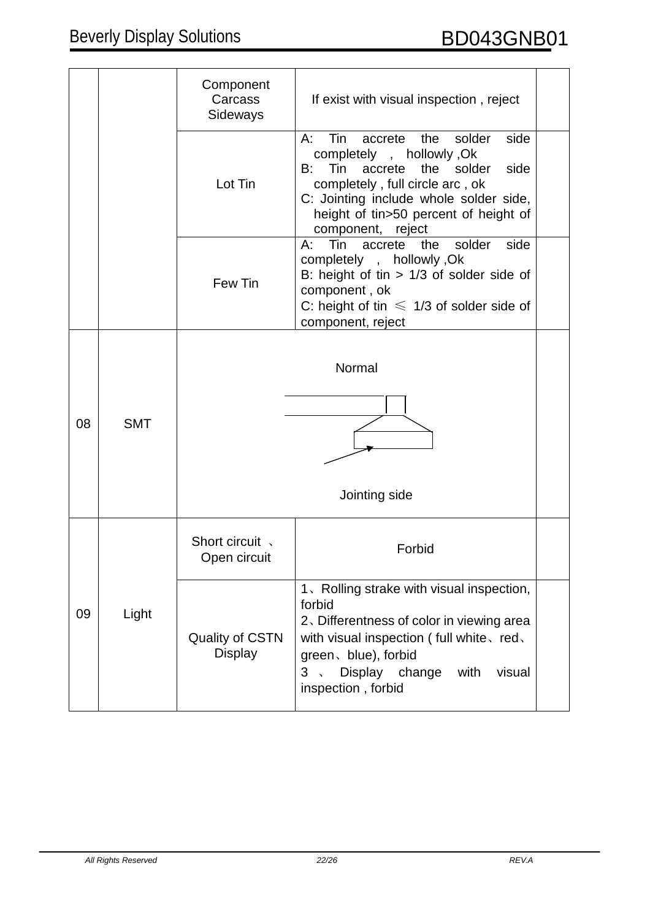| | | | | |
|---|---|---|---|---|
| | | Component Carcass Sideways | If exist with visual inspection , reject | |
| | | Lot Tin | A: Tin accrete the solder side completely , hollowly ,Ok<br>B: Tin accrete the solder side completely , full circle arc , ok<br>C: Jointing include whole solder side, height of tin>50 percent of height of component, reject | |
| | | Few Tin | A: Tin accrete the solder side completely , hollowly ,Ok<br>B: height of tin > 1/3 of solder side of component , ok<br>C: height of tin ≤ 1/3 of solder side of component, reject | |
| 08 | SMT | Normal<br><br>Jointing side | | |
| 09 | Light | Short circuit 、Open circuit | Forbid | |
| | | Quality of CSTN Display | 1、Rolling strake with visual inspection, forbid<br>2、Differentness of color in viewing area with visual inspection ( full white、red、green、blue), forbid<br>3 、 Display change with visual inspection , forbid | |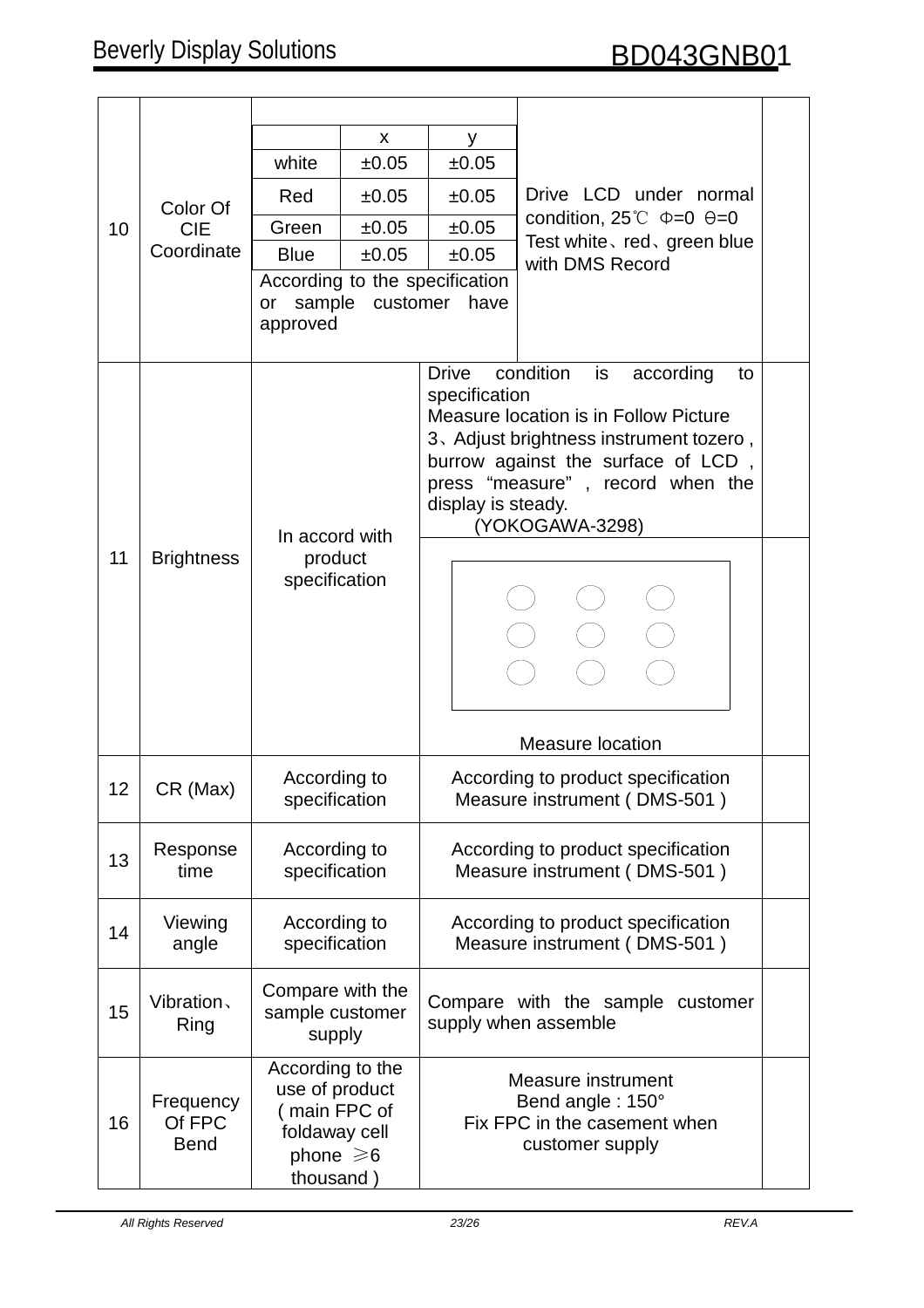| 10 | Color Of CIE Coordinate | <br>\| \| x \| y \|<br>\| white \| ±0.05 \| ±0.05 \|<br>\| Red \| ±0.05 \| ±0.05 \|<br>\| Green \| ±0.05 \| ±0.05 \|<br>\| Blue \| ±0.05 \| ±0.05 \|<br>According to the specification or sample customer have approved | Drive LCD under normal condition, 25℃ Φ=0 Θ=0 Test white、red、green blue with DMS Record | |
|---|---|---|---|---|
| 11 | Brightness | In accord with product specification | Drive condition is according to specification<br>Measure location is in Follow Picture<br>3、Adjust brightness instrument tozero , burrow against the surface of LCD , press "measure" , record when the display is steady.<br>(YOKOGAWA-3298)<br><br>Measure location | |
| 12 | CR (Max) | According to specification | According to product specification<br>Measure instrument ( DMS-501 ) | |
| 13 | Response time | According to specification | According to product specification<br>Measure instrument ( DMS-501 ) | |
| 14 | Viewing angle | According to specification | According to product specification<br>Measure instrument ( DMS-501 ) | |
| 15 | Vibration、Ring | Compare with the sample customer supply | Compare with the sample customer supply when assemble | |
| 16 | Frequency Of FPC Bend | According to the use of product ( main FPC of foldaway cell phone ≥6 thousand ) | Measure instrument<br>Bend angle : 150°<br>Fix FPC in the casement when customer supply | |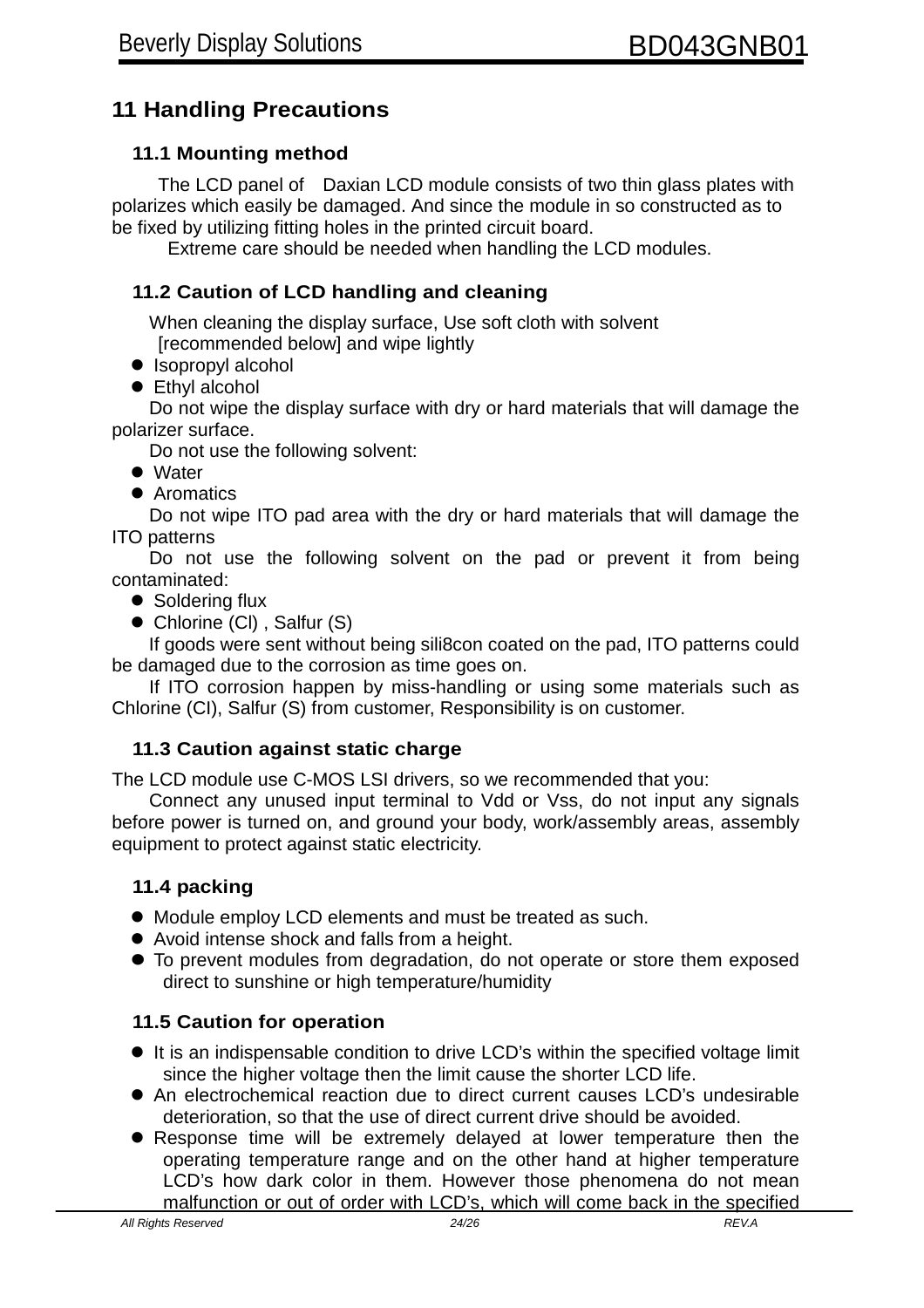# 11 Handling Precautions

## 11.1 Mounting method

The LCD panel of Daxian LCD module consists of two thin glass plates with polarizes which easily be damaged. And since the module in so constructed as to be fixed by utilizing fitting holes in the printed circuit board.

Extreme care should be needed when handling the LCD modules.

## 11.2 Caution of LCD handling and cleaning

When cleaning the display surface, Use soft cloth with solvent [recommended below] and wipe lightly

- Isopropyl alcohol
- Ethyl alcohol

Do not wipe the display surface with dry or hard materials that will damage the polarizer surface.

Do not use the following solvent:

- Water
- Aromatics

Do not wipe ITO pad area with the dry or hard materials that will damage the ITO patterns

Do not use the following solvent on the pad or prevent it from being contaminated:

- Soldering flux
- Chlorine (Cl) , Salfur (S)

If goods were sent without being sili8con coated on the pad, ITO patterns could be damaged due to the corrosion as time goes on.

If ITO corrosion happen by miss-handling or using some materials such as Chlorine (CI), Salfur (S) from customer, Responsibility is on customer.

## 11.3 Caution against static charge

The LCD module use C-MOS LSI drivers, so we recommended that you:

Connect any unused input terminal to Vdd or Vss, do not input any signals before power is turned on, and ground your body, work/assembly areas, assembly equipment to protect against static electricity.

## 11.4 packing

- Module employ LCD elements and must be treated as such.
- Avoid intense shock and falls from a height.
- To prevent modules from degradation, do not operate or store them exposed direct to sunshine or high temperature/humidity

## 11.5 Caution for operation

- It is an indispensable condition to drive LCD's within the specified voltage limit since the higher voltage then the limit cause the shorter LCD life.
- An electrochemical reaction due to direct current causes LCD's undesirable deterioration, so that the use of direct current drive should be avoided.
- Response time will be extremely delayed at lower temperature then the operating temperature range and on the other hand at higher temperature LCD's how dark color in them. However those phenomena do not mean malfunction or out of order with LCD's, which will come back in the specified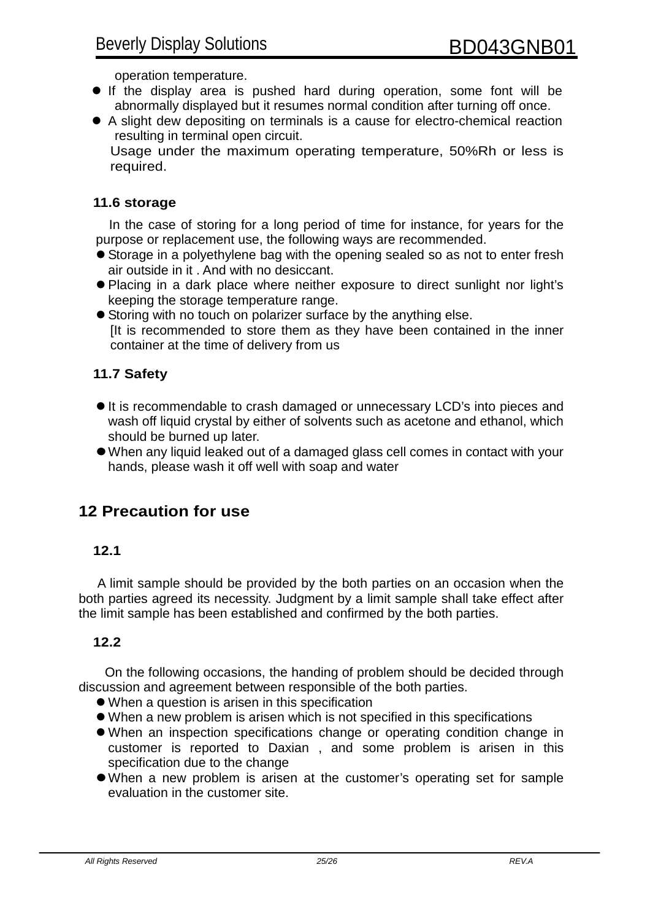operation temperature.

- If the display area is pushed hard during operation, some font will be abnormally displayed but it resumes normal condition after turning off once.
- A slight dew depositing on terminals is a cause for electro-chemical reaction resulting in terminal open circuit.

  Usage under the maximum operating temperature, 50%Rh or less is required.

### 11.6 storage

In the case of storing for a long period of time for instance, for years for the purpose or replacement use, the following ways are recommended.

- Storage in a polyethylene bag with the opening sealed so as not to enter fresh air outside in it . And with no desiccant.
- Placing in a dark place where neither exposure to direct sunlight nor light's keeping the storage temperature range.
- Storing with no touch on polarizer surface by the anything else.

  [It is recommended to store them as they have been contained in the inner container at the time of delivery from us

### 11.7 Safety

- It is recommendable to crash damaged or unnecessary LCD's into pieces and wash off liquid crystal by either of solvents such as acetone and ethanol, which should be burned up later.
- When any liquid leaked out of a damaged glass cell comes in contact with your hands, please wash it off well with soap and water

## 12 Precaution for use

### 12.1

A limit sample should be provided by the both parties on an occasion when the both parties agreed its necessity. Judgment by a limit sample shall take effect after the limit sample has been established and confirmed by the both parties.

### 12.2

On the following occasions, the handing of problem should be decided through discussion and agreement between responsible of the both parties.

- When a question is arisen in this specification
- When a new problem is arisen which is not specified in this specifications
- When an inspection specifications change or operating condition change in customer is reported to Daxian , and some problem is arisen in this specification due to the change
- When a new problem is arisen at the customer's operating set for sample evaluation in the customer site.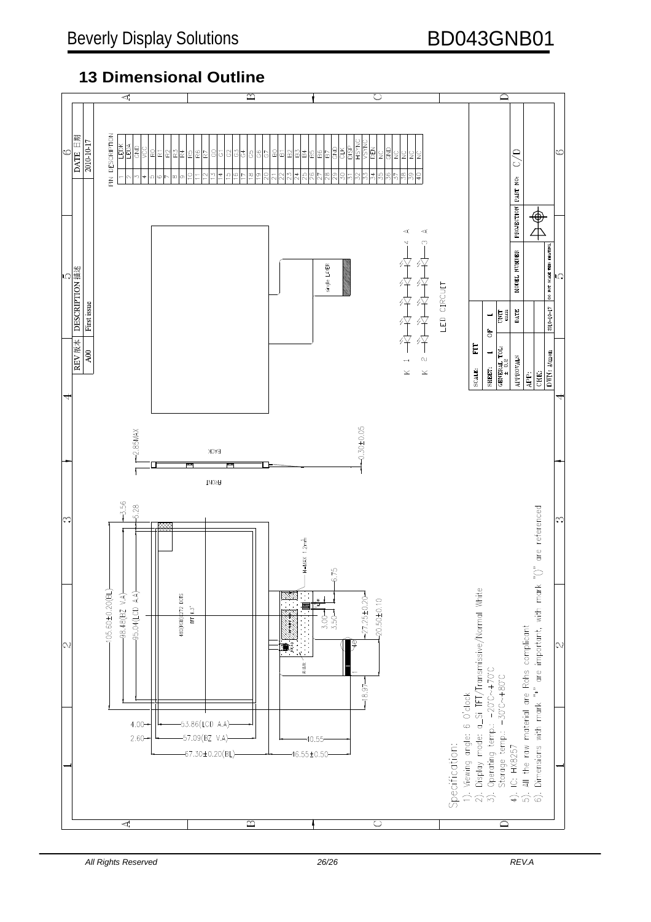## 13 Dimensional Outline

| REV 版本 | DESCRIPTION 描述 | DATE 日期 |
|---|---|---|
| A00 | First issue | 2010-10-17 |

PIN DESCRIPTION

| | |
|---|---|
| 1 | LEDK |
| 2 | LEDA |
| 3 | GND |
| 4 | VCC |
| 5 | R0 |
| 6 | R1 |
| 7 | R2 |
| 8 | R3 |
| 9 | R4 |
| 10 | R5 |
| 11 | R6 |
| 12 | R7 |
| 13 | G0 |
| 14 | G1 |
| 15 | G2 |
| 16 | G3 |
| 17 | G4 |
| 18 | G5 |
| 19 | G6 |
| 20 | G7 |
| 21 | B0 |
| 22 | B1 |
| 23 | B2 |
| 24 | B3 |
| 25 | B4 |
| 26 | B5 |
| 27 | B6 |
| 28 | B7 |
| 29 | GND |
| 30 | CLK |
| 31 | DISP |
| 32 | HSYNC |
| 33 | VSYNC |
| 34 | DEN |
| 35 | NC |
| 36 | GND |
| 37 | NC |
| 38 | NC |
| 39 | NC |
| 40 | NC |

LED CIRCUIT

K 1 — 4 A

K 2 — 3 A

| | | | |
|---|---|---|---|
| SCALE: FIT | | MODEL NUMBER | C/D |
| SHEET: 1 OF 1 | UNIT mm | | |
| GENERAL TOL: ± 0.2 | | | |
| APPROVALS | DATE | PROJECTION | PART NO: |
| APP: | | | |
| CHK: | | | |
| DWN: Aileen | 2010-10-17 | DO NOT SCALE THIS DRAWING | |

2.85MAX

BACK

FRONT

0.30±0.05

3.56

5.28

105.60±0.20(BL)

98.48(BZ V.A)

95.04(LCD A.A)

480(RGB)X272 DOTS

TFT 4.3"

H-MAX 1.2mm

6.75

3.00

3.50

27.25±0.20

20.50±0.10

18.97

40

1

4.00

2.60

53.86(LCD A.A)

57.09(BZ V.A)

67.30±0.20(BL)

40.55

46.55±0.50

Specification:

1). Viewing angle: 6 O'clock
2). Display mode: a_Si TFT/Transmissive/Normal White
3). Operating temp.: -20°C~+70°C
   Storage temp.: -30°C~+80°C
4). IC: HX8257
5). All the raw material are Rohs compliant
6). Dimensions with mark "*" are important, with mark "()" are referenced